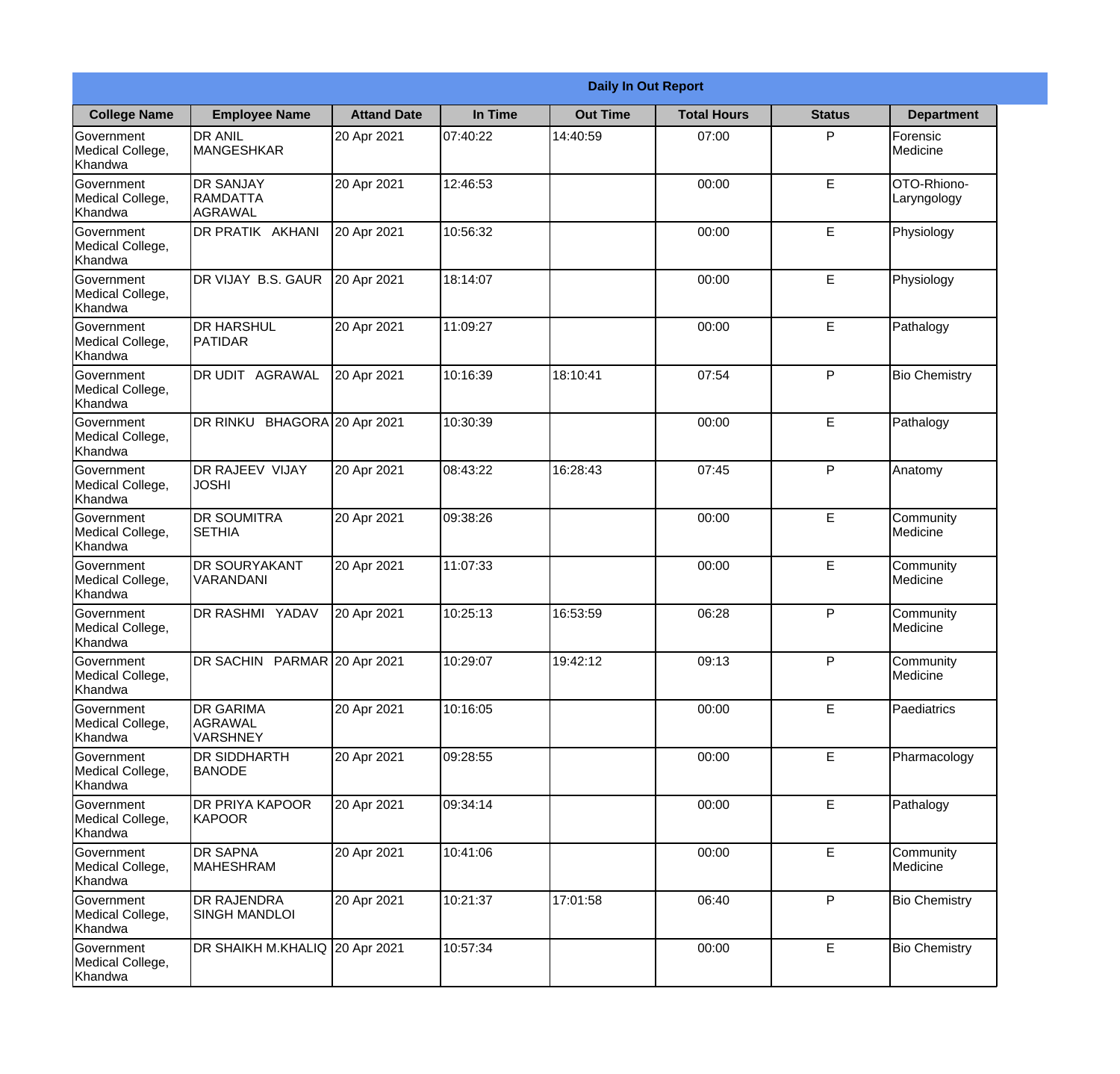**Daily In Out Report**

| College Name | Employee Name | Attand Date | In Time | Out Time | Total Hours | Status | Department |
|---|---|---|---|---|---|---|---|
| Government Medical College, Khandwa | DR ANIL MANGESHKAR | 20 Apr 2021 | 07:40:22 | 14:40:59 | 07:00 | P | Forensic Medicine |
| Government Medical College, Khandwa | DR SANJAY RAMDATTA AGRAWAL | 20 Apr 2021 | 12:46:53 | | 00:00 | E | OTO-Rhiono-Laryngology |
| Government Medical College, Khandwa | DR PRATIK AKHANI | 20 Apr 2021 | 10:56:32 | | 00:00 | E | Physiology |
| Government Medical College, Khandwa | DR VIJAY B.S. GAUR | 20 Apr 2021 | 18:14:07 | | 00:00 | E | Physiology |
| Government Medical College, Khandwa | DR HARSHUL PATIDAR | 20 Apr 2021 | 11:09:27 | | 00:00 | E | Pathalogy |
| Government Medical College, Khandwa | DR UDIT AGRAWAL | 20 Apr 2021 | 10:16:39 | 18:10:41 | 07:54 | P | Bio Chemistry |
| Government Medical College, Khandwa | DR RINKU BHAGORA | 20 Apr 2021 | 10:30:39 | | 00:00 | E | Pathalogy |
| Government Medical College, Khandwa | DR RAJEEV VIJAY JOSHI | 20 Apr 2021 | 08:43:22 | 16:28:43 | 07:45 | P | Anatomy |
| Government Medical College, Khandwa | DR SOUMITRA SETHIA | 20 Apr 2021 | 09:38:26 | | 00:00 | E | Community Medicine |
| Government Medical College, Khandwa | DR SOURYAKANT VARANDANI | 20 Apr 2021 | 11:07:33 | | 00:00 | E | Community Medicine |
| Government Medical College, Khandwa | DR RASHMI YADAV | 20 Apr 2021 | 10:25:13 | 16:53:59 | 06:28 | P | Community Medicine |
| Government Medical College, Khandwa | DR SACHIN PARMAR | 20 Apr 2021 | 10:29:07 | 19:42:12 | 09:13 | P | Community Medicine |
| Government Medical College, Khandwa | DR GARIMA AGRAWAL VARSHNEY | 20 Apr 2021 | 10:16:05 | | 00:00 | E | Paediatrics |
| Government Medical College, Khandwa | DR SIDDHARTH BANODE | 20 Apr 2021 | 09:28:55 | | 00:00 | E | Pharmacology |
| Government Medical College, Khandwa | DR PRIYA KAPOOR KAPOOR | 20 Apr 2021 | 09:34:14 | | 00:00 | E | Pathalogy |
| Government Medical College, Khandwa | DR SAPNA MAHESHRAM | 20 Apr 2021 | 10:41:06 | | 00:00 | E | Community Medicine |
| Government Medical College, Khandwa | DR RAJENDRA SINGH MANDLOI | 20 Apr 2021 | 10:21:37 | 17:01:58 | 06:40 | P | Bio Chemistry |
| Government Medical College, Khandwa | DR SHAIKH M.KHALIQ | 20 Apr 2021 | 10:57:34 | | 00:00 | E | Bio Chemistry |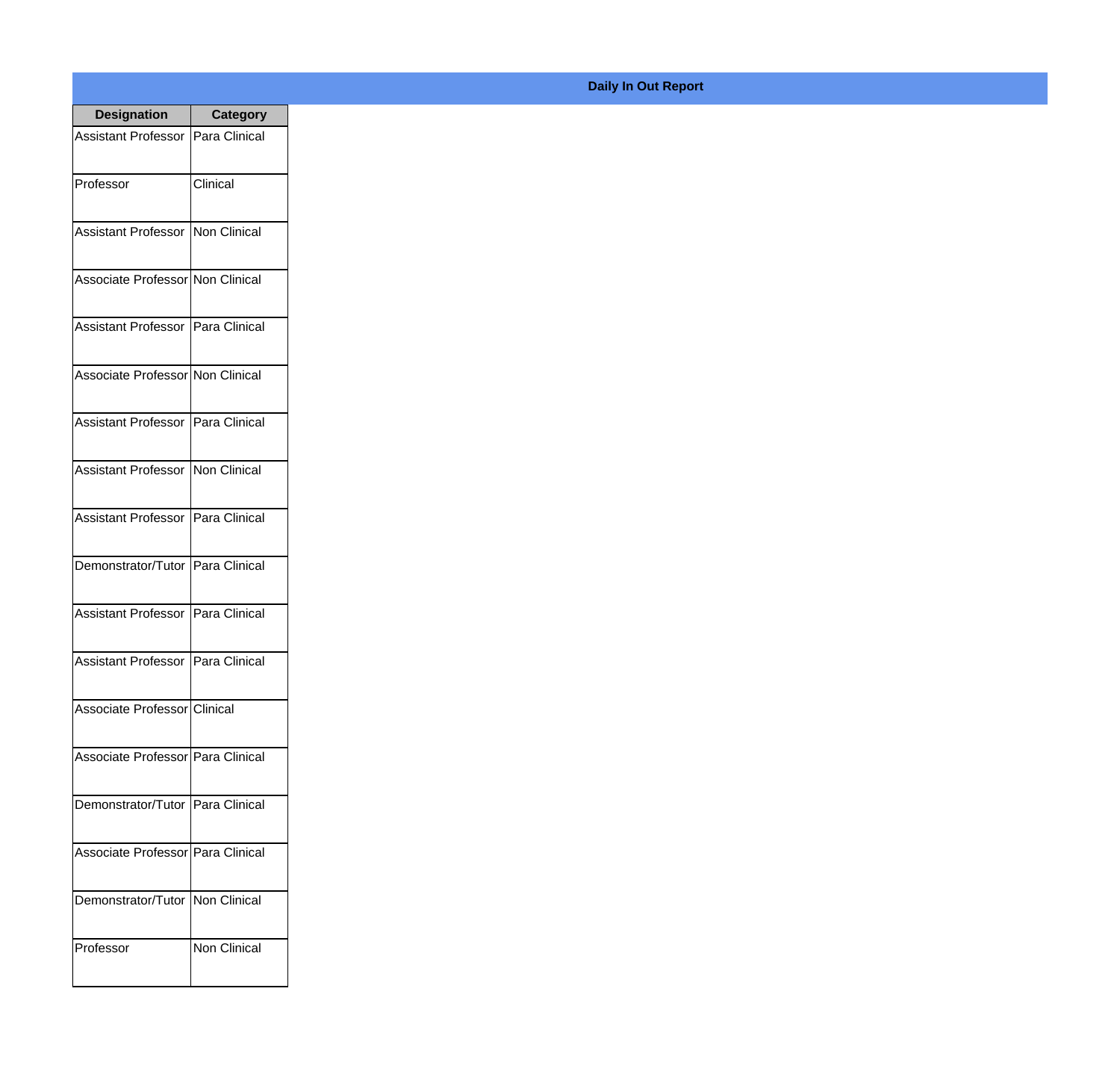**Daily In Out Report**

| Designation | Category |
| --- | --- |
| Assistant Professor | Para Clinical |
| Professor | Clinical |
| Assistant Professor | Non Clinical |
| Associate Professor | Non Clinical |
| Assistant Professor | Para Clinical |
| Associate Professor | Non Clinical |
| Assistant Professor | Para Clinical |
| Assistant Professor | Non Clinical |
| Assistant Professor | Para Clinical |
| Demonstrator/Tutor | Para Clinical |
| Assistant Professor | Para Clinical |
| Assistant Professor | Para Clinical |
| Associate Professor | Clinical |
| Associate Professor | Para Clinical |
| Demonstrator/Tutor | Para Clinical |
| Associate Professor | Para Clinical |
| Demonstrator/Tutor | Non Clinical |
| Professor | Non Clinical |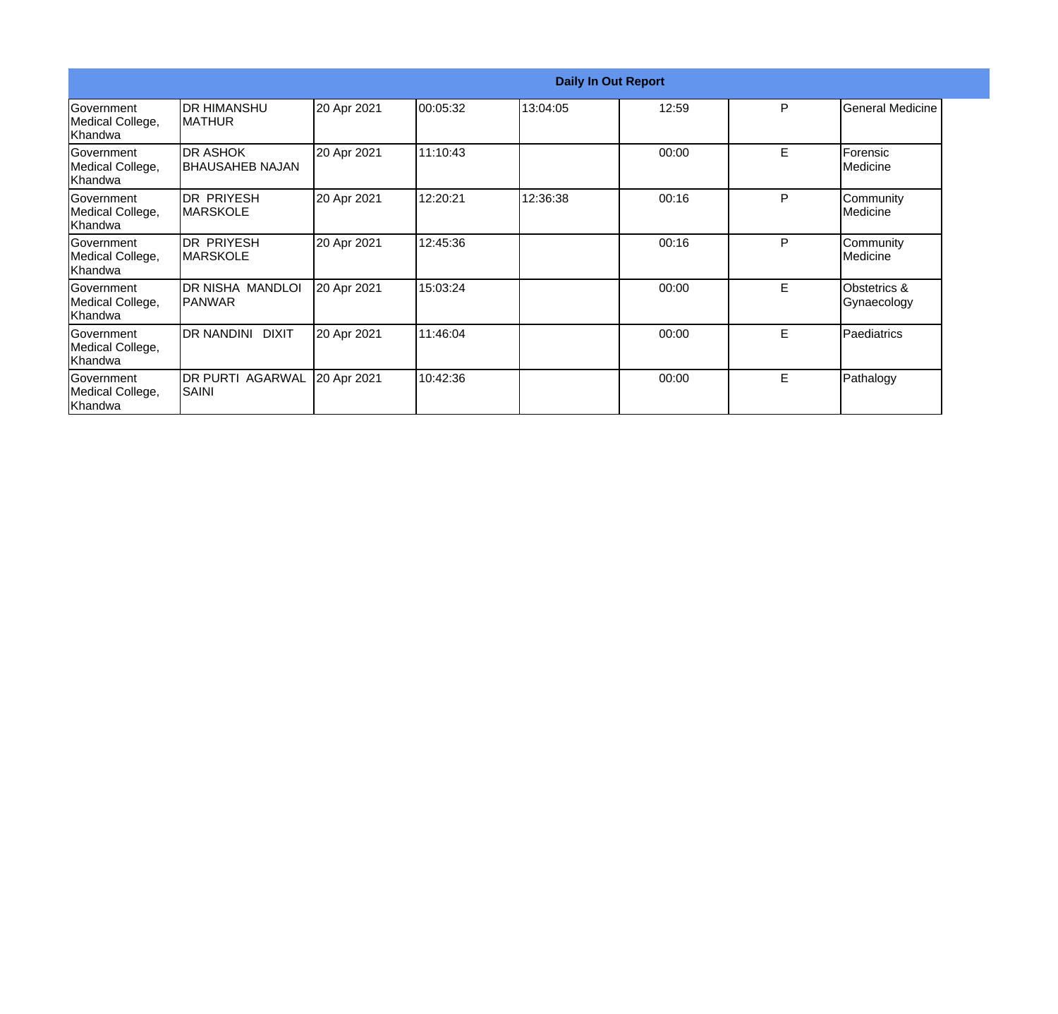| Daily In Out Report | | | | | | | |
|---|---|---|---|---|---|---|---|
| Government Medical College, Khandwa | DR HIMANSHU MATHUR | 20 Apr 2021 | 00:05:32 | 13:04:05 | 12:59 | P | General Medicine |
| Government Medical College, Khandwa | DR ASHOK BHAUSAHEB NAJAN | 20 Apr 2021 | 11:10:43 | | 00:00 | E | Forensic Medicine |
| Government Medical College, Khandwa | DR PRIYESH MARSKOLE | 20 Apr 2021 | 12:20:21 | 12:36:38 | 00:16 | P | Community Medicine |
| Government Medical College, Khandwa | DR PRIYESH MARSKOLE | 20 Apr 2021 | 12:45:36 | | 00:16 | P | Community Medicine |
| Government Medical College, Khandwa | DR NISHA MANDLOI PANWAR | 20 Apr 2021 | 15:03:24 | | 00:00 | E | Obstetrics & Gynaecology |
| Government Medical College, Khandwa | DR NANDINI DIXIT | 20 Apr 2021 | 11:46:04 | | 00:00 | E | Paediatrics |
| Government Medical College, Khandwa | DR PURTI AGARWAL SAINI | 20 Apr 2021 | 10:42:36 | | 00:00 | E | Pathalogy |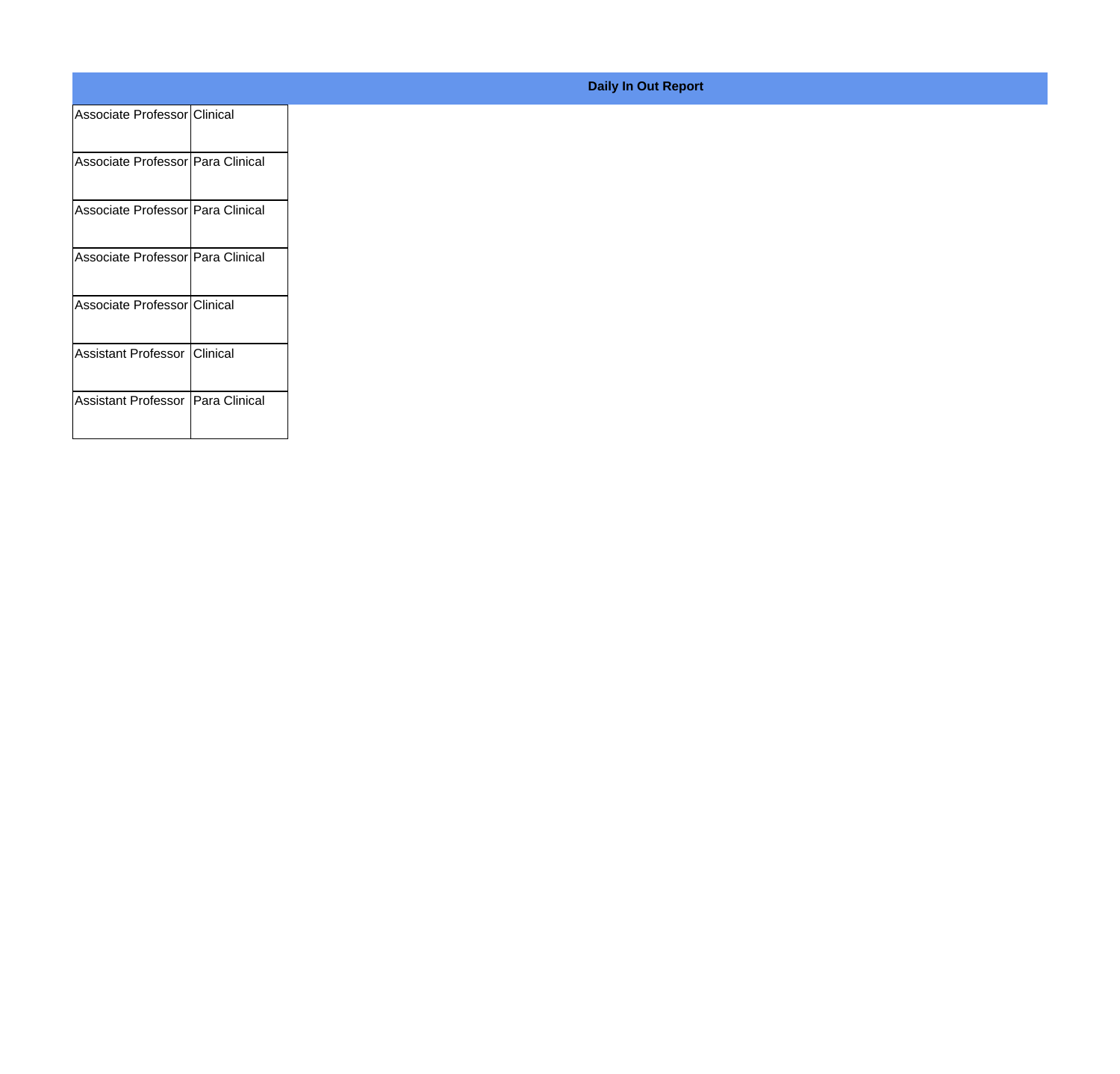**Daily In Out Report**

| | |
|---|---|
| Associate Professor | Clinical |
| Associate Professor | Para Clinical |
| Associate Professor | Para Clinical |
| Associate Professor | Para Clinical |
| Associate Professor | Clinical |
| Assistant Professor | Clinical |
| Assistant Professor | Para Clinical |